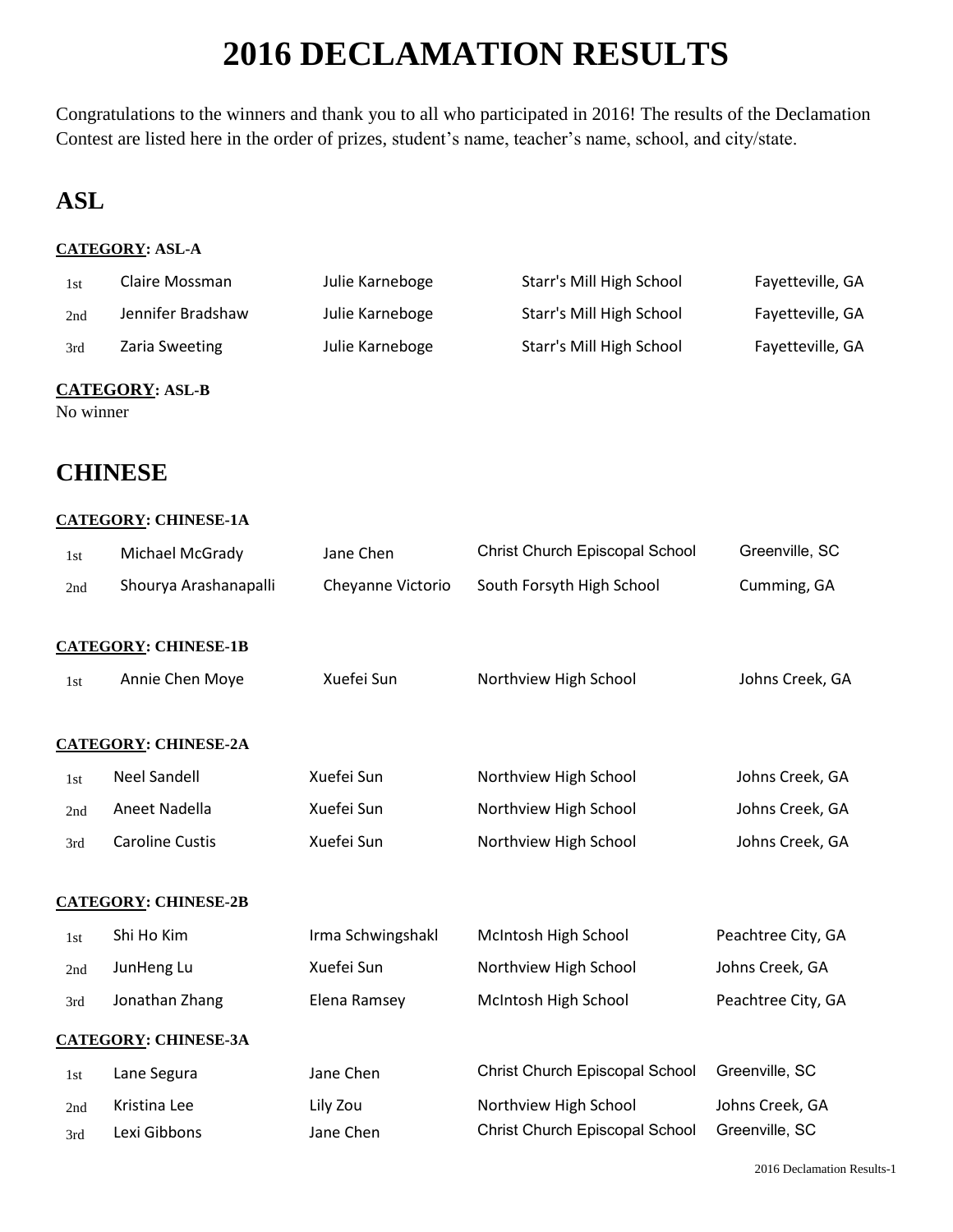# 2016 DECLAMATION RESULTS

Congratulations to the winners and thank you to all who participated in 2016! The results of the Declamation Contest are listed here in the order of prizes, student's name, teacher's name, school, and city/state.

## ASL

**CATEGORY: ASL-A**

| Prize | Student | Teacher | School | City/State |
|---|---|---|---|---|
| 1st | Claire Mossman | Julie Karneboge | Starr's Mill High School | Fayetteville, GA |
| 2nd | Jennifer Bradshaw | Julie Karneboge | Starr's Mill High School | Fayetteville, GA |
| 3rd | Zaria Sweeting | Julie Karneboge | Starr's Mill High School | Fayetteville, GA |

**CATEGORY: ASL-B**

No winner

## CHINESE

**CATEGORY: CHINESE-1A**

| Prize | Student | Teacher | School | City/State |
|---|---|---|---|---|
| 1st | Michael McGrady | Jane Chen | Christ Church Episcopal School | Greenville, SC |
| 2nd | Shourya Arashanapalli | Cheyanne Victorio | South Forsyth High School | Cumming, GA |

**CATEGORY: CHINESE-1B**

| Prize | Student | Teacher | School | City/State |
|---|---|---|---|---|
| 1st | Annie Chen Moye | Xuefei Sun | Northview High School | Johns Creek, GA |

**CATEGORY: CHINESE-2A**

| Prize | Student | Teacher | School | City/State |
|---|---|---|---|---|
| 1st | Neel Sandell | Xuefei Sun | Northview High School | Johns Creek, GA |
| 2nd | Aneet Nadella | Xuefei Sun | Northview High School | Johns Creek, GA |
| 3rd | Caroline Custis | Xuefei Sun | Northview High School | Johns Creek, GA |

**CATEGORY: CHINESE-2B**

| Prize | Student | Teacher | School | City/State |
|---|---|---|---|---|
| 1st | Shi Ho Kim | Irma Schwingshakl | McIntosh High School | Peachtree City, GA |
| 2nd | JunHeng Lu | Xuefei Sun | Northview High School | Johns Creek, GA |
| 3rd | Jonathan Zhang | Elena Ramsey | McIntosh High School | Peachtree City, GA |

**CATEGORY: CHINESE-3A**

| Prize | Student | Teacher | School | City/State |
|---|---|---|---|---|
| 1st | Lane Segura | Jane Chen | Christ Church Episcopal School | Greenville, SC |
| 2nd | Kristina Lee | Lily Zou | Northview High School | Johns Creek, GA |
| 3rd | Lexi Gibbons | Jane Chen | Christ Church Episcopal School | Greenville, SC |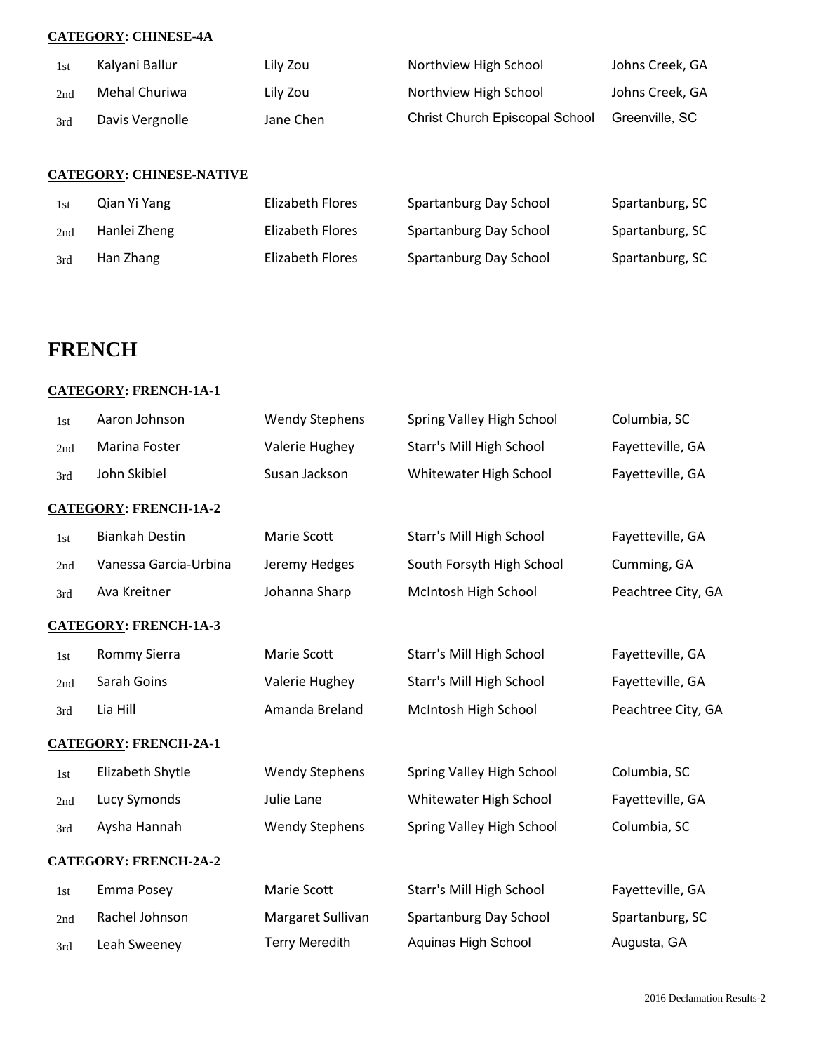**CATEGORY: CHINESE-4A**

| | | | | |
|---|---|---|---|---|
| 1st | Kalyani Ballur | Lily Zou | Northview High School | Johns Creek, GA |
| 2nd | Mehal Churiwa | Lily Zou | Northview High School | Johns Creek, GA |
| 3rd | Davis Vergnolle | Jane Chen | Christ Church Episcopal School | Greenville, SC |

**CATEGORY: CHINESE-NATIVE**

| | | | | |
|---|---|---|---|---|
| 1st | Qian Yi Yang | Elizabeth Flores | Spartanburg Day School | Spartanburg, SC |
| 2nd | Hanlei Zheng | Elizabeth Flores | Spartanburg Day School | Spartanburg, SC |
| 3rd | Han Zhang | Elizabeth Flores | Spartanburg Day School | Spartanburg, SC |

# FRENCH

**CATEGORY: FRENCH-1A-1**

| | | | | |
|---|---|---|---|---|
| 1st | Aaron Johnson | Wendy Stephens | Spring Valley High School | Columbia, SC |
| 2nd | Marina Foster | Valerie Hughey | Starr's Mill High School | Fayetteville, GA |
| 3rd | John Skibiel | Susan Jackson | Whitewater High School | Fayetteville, GA |

**CATEGORY: FRENCH-1A-2**

| | | | | |
|---|---|---|---|---|
| 1st | Biankah Destin | Marie Scott | Starr's Mill High School | Fayetteville, GA |
| 2nd | Vanessa Garcia-Urbina | Jeremy Hedges | South Forsyth High School | Cumming, GA |
| 3rd | Ava Kreitner | Johanna Sharp | McIntosh High School | Peachtree City, GA |

**CATEGORY: FRENCH-1A-3**

| | | | | |
|---|---|---|---|---|
| 1st | Rommy Sierra | Marie Scott | Starr's Mill High School | Fayetteville, GA |
| 2nd | Sarah Goins | Valerie Hughey | Starr's Mill High School | Fayetteville, GA |
| 3rd | Lia Hill | Amanda Breland | McIntosh High School | Peachtree City, GA |

**CATEGORY: FRENCH-2A-1**

| | | | | |
|---|---|---|---|---|
| 1st | Elizabeth Shytle | Wendy Stephens | Spring Valley High School | Columbia, SC |
| 2nd | Lucy Symonds | Julie Lane | Whitewater High School | Fayetteville, GA |
| 3rd | Aysha Hannah | Wendy Stephens | Spring Valley High School | Columbia, SC |

**CATEGORY: FRENCH-2A-2**

| | | | | |
|---|---|---|---|---|
| 1st | Emma Posey | Marie Scott | Starr's Mill High School | Fayetteville, GA |
| 2nd | Rachel Johnson | Margaret Sullivan | Spartanburg Day School | Spartanburg, SC |
| 3rd | Leah Sweeney | Terry Meredith | Aquinas High School | Augusta, GA |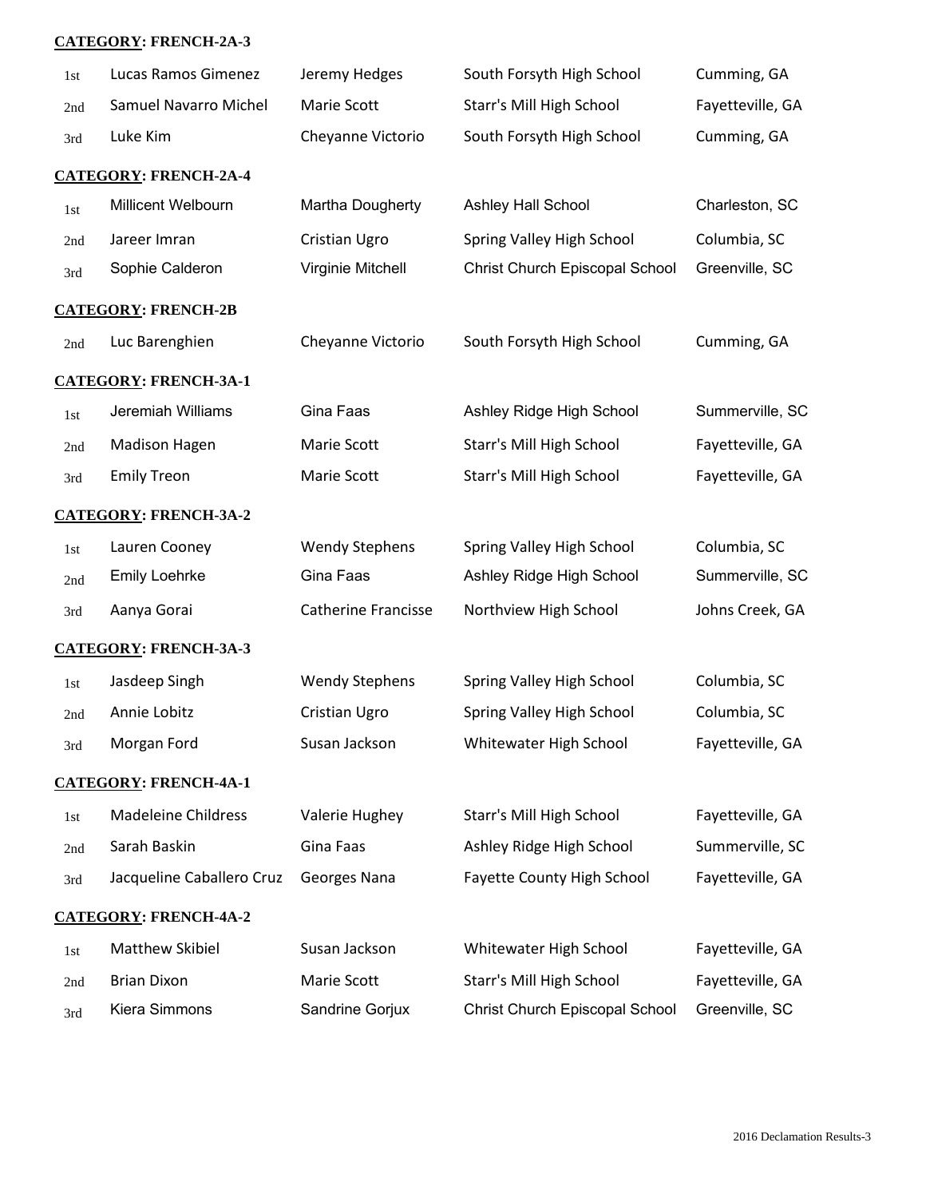**CATEGORY: FRENCH-2A-3**

| | | | | |
|---|---|---|---|---|
| 1st | Lucas Ramos Gimenez | Jeremy Hedges | South Forsyth High School | Cumming, GA |
| 2nd | Samuel Navarro Michel | Marie Scott | Starr's Mill High School | Fayetteville, GA |
| 3rd | Luke Kim | Cheyanne Victorio | South Forsyth High School | Cumming, GA |

**CATEGORY: FRENCH-2A-4**

| | | | | |
|---|---|---|---|---|
| 1st | Millicent Welbourn | Martha Dougherty | Ashley Hall School | Charleston, SC |
| 2nd | Jareer Imran | Cristian Ugro | Spring Valley High School | Columbia, SC |
| 3rd | Sophie Calderon | Virginie Mitchell | Christ Church Episcopal School | Greenville, SC |

**CATEGORY: FRENCH-2B**

| | | | | |
|---|---|---|---|---|
| 2nd | Luc Barenghien | Cheyanne Victorio | South Forsyth High School | Cumming, GA |

**CATEGORY: FRENCH-3A-1**

| | | | | |
|---|---|---|---|---|
| 1st | Jeremiah Williams | Gina Faas | Ashley Ridge High School | Summerville, SC |
| 2nd | Madison Hagen | Marie Scott | Starr's Mill High School | Fayetteville, GA |
| 3rd | Emily Treon | Marie Scott | Starr's Mill High School | Fayetteville, GA |

**CATEGORY: FRENCH-3A-2**

| | | | | |
|---|---|---|---|---|
| 1st | Lauren Cooney | Wendy Stephens | Spring Valley High School | Columbia, SC |
| 2nd | Emily Loehrke | Gina Faas | Ashley Ridge High School | Summerville, SC |
| 3rd | Aanya Gorai | Catherine Francisse | Northview High School | Johns Creek, GA |

**CATEGORY: FRENCH-3A-3**

| | | | | |
|---|---|---|---|---|
| 1st | Jasdeep Singh | Wendy Stephens | Spring Valley High School | Columbia, SC |
| 2nd | Annie Lobitz | Cristian Ugro | Spring Valley High School | Columbia, SC |
| 3rd | Morgan Ford | Susan Jackson | Whitewater High School | Fayetteville, GA |

**CATEGORY: FRENCH-4A-1**

| | | | | |
|---|---|---|---|---|
| 1st | Madeleine Childress | Valerie Hughey | Starr's Mill High School | Fayetteville, GA |
| 2nd | Sarah Baskin | Gina Faas | Ashley Ridge High School | Summerville, SC |
| 3rd | Jacqueline Caballero Cruz | Georges Nana | Fayette County High School | Fayetteville, GA |

**CATEGORY: FRENCH-4A-2**

| | | | | |
|---|---|---|---|---|
| 1st | Matthew Skibiel | Susan Jackson | Whitewater High School | Fayetteville, GA |
| 2nd | Brian Dixon | Marie Scott | Starr's Mill High School | Fayetteville, GA |
| 3rd | Kiera Simmons | Sandrine Gorjux | Christ Church Episcopal School | Greenville, SC |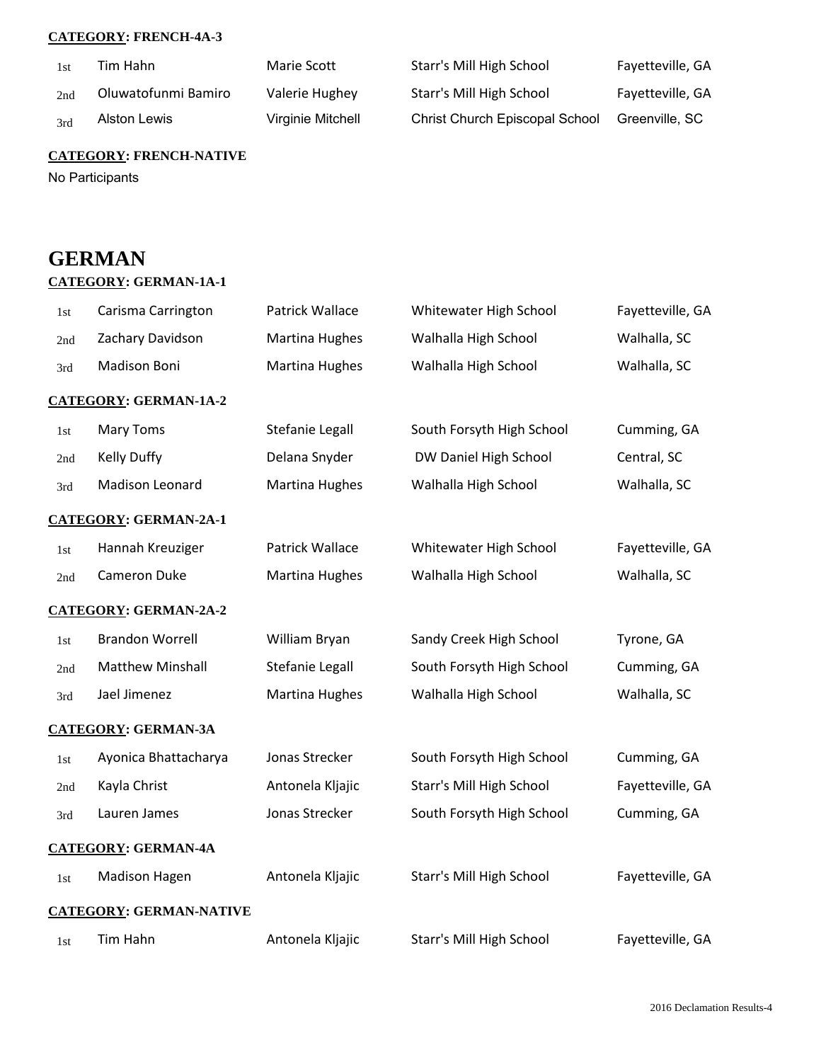**CATEGORY: FRENCH-4A-3**

| | | | | |
|---|---|---|---|---|
| 1st | Tim Hahn | Marie Scott | Starr's Mill High School | Fayetteville, GA |
| 2nd | Oluwatofunmi Bamiro | Valerie Hughey | Starr's Mill High School | Fayetteville, GA |
| 3rd | Alston Lewis | Virginie Mitchell | Christ Church Episcopal School | Greenville, SC |

**CATEGORY: FRENCH-NATIVE**

No Participants

# GERMAN

**CATEGORY: GERMAN-1A-1**

| | | | | |
|---|---|---|---|---|
| 1st | Carisma Carrington | Patrick Wallace | Whitewater High School | Fayetteville, GA |
| 2nd | Zachary Davidson | Martina Hughes | Walhalla High School | Walhalla, SC |
| 3rd | Madison Boni | Martina Hughes | Walhalla High School | Walhalla, SC |

**CATEGORY: GERMAN-1A-2**

| | | | | |
|---|---|---|---|---|
| 1st | Mary Toms | Stefanie Legall | South Forsyth High School | Cumming, GA |
| 2nd | Kelly Duffy | Delana Snyder | DW Daniel High School | Central, SC |
| 3rd | Madison Leonard | Martina Hughes | Walhalla High School | Walhalla, SC |

**CATEGORY: GERMAN-2A-1**

| | | | | |
|---|---|---|---|---|
| 1st | Hannah Kreuziger | Patrick Wallace | Whitewater High School | Fayetteville, GA |
| 2nd | Cameron Duke | Martina Hughes | Walhalla High School | Walhalla, SC |

**CATEGORY: GERMAN-2A-2**

| | | | | |
|---|---|---|---|---|
| 1st | Brandon Worrell | William Bryan | Sandy Creek High School | Tyrone, GA |
| 2nd | Matthew Minshall | Stefanie Legall | South Forsyth High School | Cumming, GA |
| 3rd | Jael Jimenez | Martina Hughes | Walhalla High School | Walhalla, SC |

**CATEGORY: GERMAN-3A**

| | | | | |
|---|---|---|---|---|
| 1st | Ayonica Bhattacharya | Jonas Strecker | South Forsyth High School | Cumming, GA |
| 2nd | Kayla Christ | Antonela Kljajic | Starr's Mill High School | Fayetteville, GA |
| 3rd | Lauren James | Jonas Strecker | South Forsyth High School | Cumming, GA |

**CATEGORY: GERMAN-4A**

| | | | | |
|---|---|---|---|---|
| 1st | Madison Hagen | Antonela Kljajic | Starr's Mill High School | Fayetteville, GA |

**CATEGORY: GERMAN-NATIVE**

| | | | | |
|---|---|---|---|---|
| 1st | Tim Hahn | Antonela Kljajic | Starr's Mill High School | Fayetteville, GA |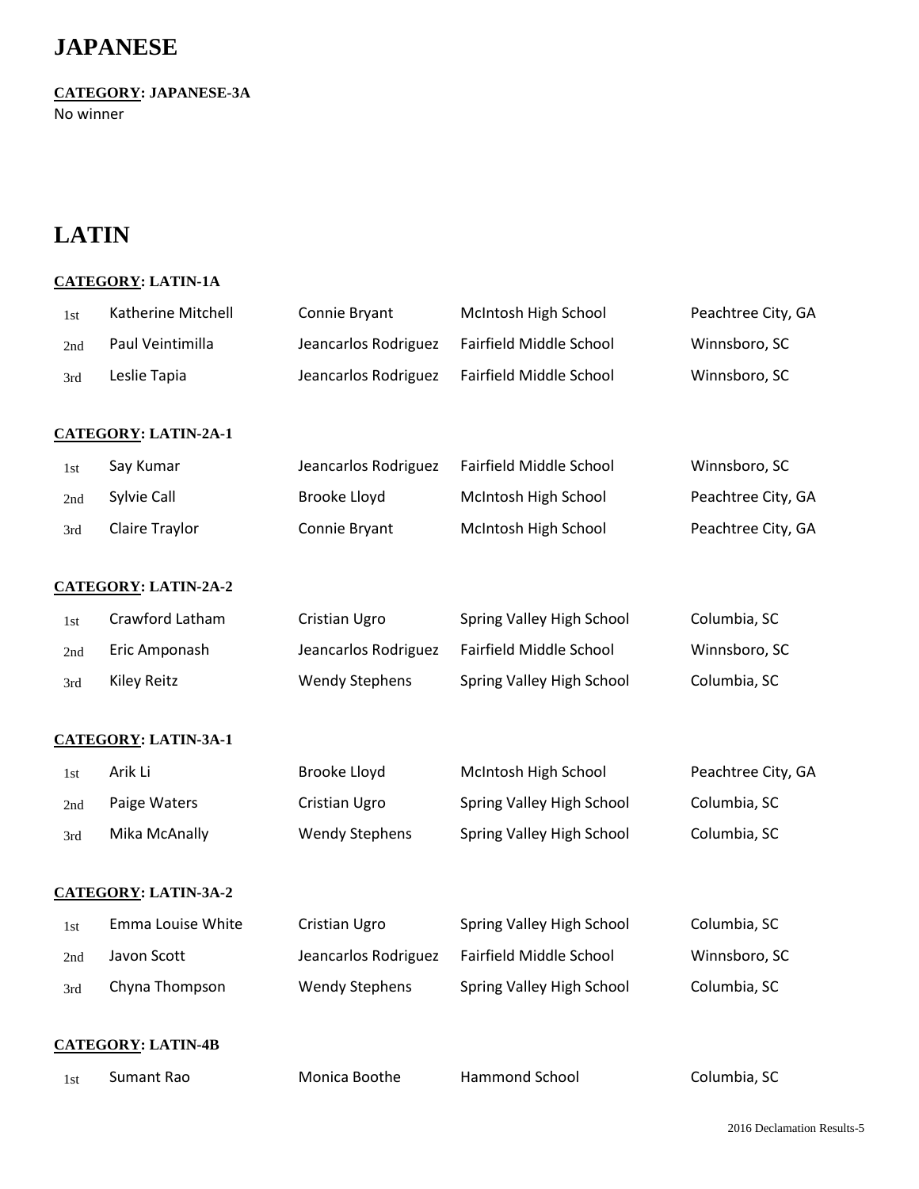# JAPANESE

**CATEGORY: JAPANESE-3A**

No winner

# LATIN

**CATEGORY: LATIN-1A**

| | | | | |
|---|---|---|---|---|
| 1st | Katherine Mitchell | Connie Bryant | McIntosh High School | Peachtree City, GA |
| 2nd | Paul Veintimilla | Jeancarlos Rodriguez | Fairfield Middle School | Winnsboro, SC |
| 3rd | Leslie Tapia | Jeancarlos Rodriguez | Fairfield Middle School | Winnsboro, SC |

**CATEGORY: LATIN-2A-1**

| | | | | |
|---|---|---|---|---|
| 1st | Say Kumar | Jeancarlos Rodriguez | Fairfield Middle School | Winnsboro, SC |
| 2nd | Sylvie Call | Brooke Lloyd | McIntosh High School | Peachtree City, GA |
| 3rd | Claire Traylor | Connie Bryant | McIntosh High School | Peachtree City, GA |

**CATEGORY: LATIN-2A-2**

| | | | | |
|---|---|---|---|---|
| 1st | Crawford Latham | Cristian Ugro | Spring Valley High School | Columbia, SC |
| 2nd | Eric Amponash | Jeancarlos Rodriguez | Fairfield Middle School | Winnsboro, SC |
| 3rd | Kiley Reitz | Wendy Stephens | Spring Valley High School | Columbia, SC |

**CATEGORY: LATIN-3A-1**

| | | | | |
|---|---|---|---|---|
| 1st | Arik Li | Brooke Lloyd | McIntosh High School | Peachtree City, GA |
| 2nd | Paige Waters | Cristian Ugro | Spring Valley High School | Columbia, SC |
| 3rd | Mika McAnally | Wendy Stephens | Spring Valley High School | Columbia, SC |

**CATEGORY: LATIN-3A-2**

| | | | | |
|---|---|---|---|---|
| 1st | Emma Louise White | Cristian Ugro | Spring Valley High School | Columbia, SC |
| 2nd | Javon Scott | Jeancarlos Rodriguez | Fairfield Middle School | Winnsboro, SC |
| 3rd | Chyna Thompson | Wendy Stephens | Spring Valley High School | Columbia, SC |

**CATEGORY: LATIN-4B**

| | | | | |
|---|---|---|---|---|
| 1st | Sumant Rao | Monica Boothe | Hammond School | Columbia, SC |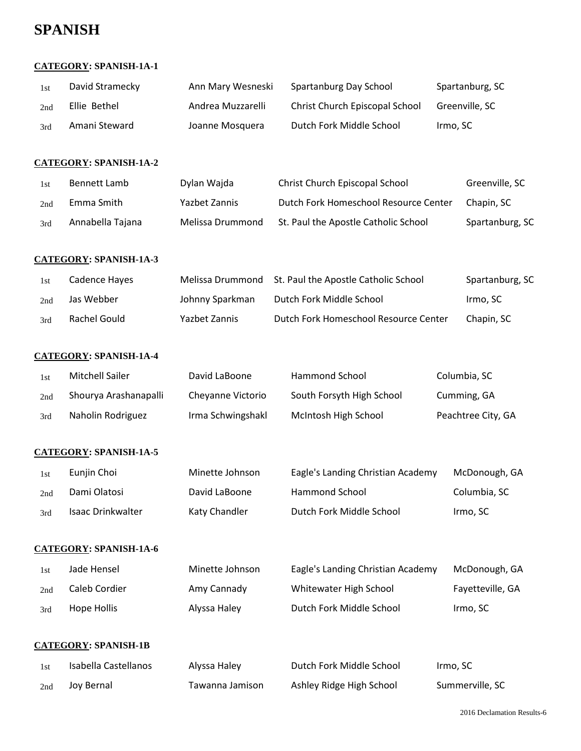# SPANISH

**CATEGORY: SPANISH-1A-1**

| | | | | |
|---|---|---|---|---|
| 1st | David Stramecky | Ann Mary Wesneski | Spartanburg Day School | Spartanburg, SC |
| 2nd | Ellie Bethel | Andrea Muzzarelli | Christ Church Episcopal School | Greenville, SC |
| 3rd | Amani Steward | Joanne Mosquera | Dutch Fork Middle School | Irmo, SC |

**CATEGORY: SPANISH-1A-2**

| | | | | |
|---|---|---|---|---|
| 1st | Bennett Lamb | Dylan Wajda | Christ Church Episcopal School | Greenville, SC |
| 2nd | Emma Smith | Yazbet Zannis | Dutch Fork Homeschool Resource Center | Chapin, SC |
| 3rd | Annabella Tajana | Melissa Drummond | St. Paul the Apostle Catholic School | Spartanburg, SC |

**CATEGORY: SPANISH-1A-3**

| | | | | |
|---|---|---|---|---|
| 1st | Cadence Hayes | Melissa Drummond | St. Paul the Apostle Catholic School | Spartanburg, SC |
| 2nd | Jas Webber | Johnny Sparkman | Dutch Fork Middle School | Irmo, SC |
| 3rd | Rachel Gould | Yazbet Zannis | Dutch Fork Homeschool Resource Center | Chapin, SC |

**CATEGORY: SPANISH-1A-4**

| | | | | |
|---|---|---|---|---|
| 1st | Mitchell Sailer | David LaBoone | Hammond School | Columbia, SC |
| 2nd | Shourya Arashanapalli | Cheyanne Victorio | South Forsyth High School | Cumming, GA |
| 3rd | Naholin Rodriguez | Irma Schwingshakl | McIntosh High School | Peachtree City, GA |

**CATEGORY: SPANISH-1A-5**

| | | | | |
|---|---|---|---|---|
| 1st | Eunjin Choi | Minette Johnson | Eagle's Landing Christian Academy | McDonough, GA |
| 2nd | Dami Olatosi | David LaBoone | Hammond School | Columbia, SC |
| 3rd | Isaac Drinkwalter | Katy Chandler | Dutch Fork Middle School | Irmo, SC |

**CATEGORY: SPANISH-1A-6**

| | | | | |
|---|---|---|---|---|
| 1st | Jade Hensel | Minette Johnson | Eagle's Landing Christian Academy | McDonough, GA |
| 2nd | Caleb Cordier | Amy Cannady | Whitewater High School | Fayetteville, GA |
| 3rd | Hope Hollis | Alyssa Haley | Dutch Fork Middle School | Irmo, SC |

**CATEGORY: SPANISH-1B**

| | | | | |
|---|---|---|---|---|
| 1st | Isabella Castellanos | Alyssa Haley | Dutch Fork Middle School | Irmo, SC |
| 2nd | Joy Bernal | Tawanna Jamison | Ashley Ridge High School | Summerville, SC |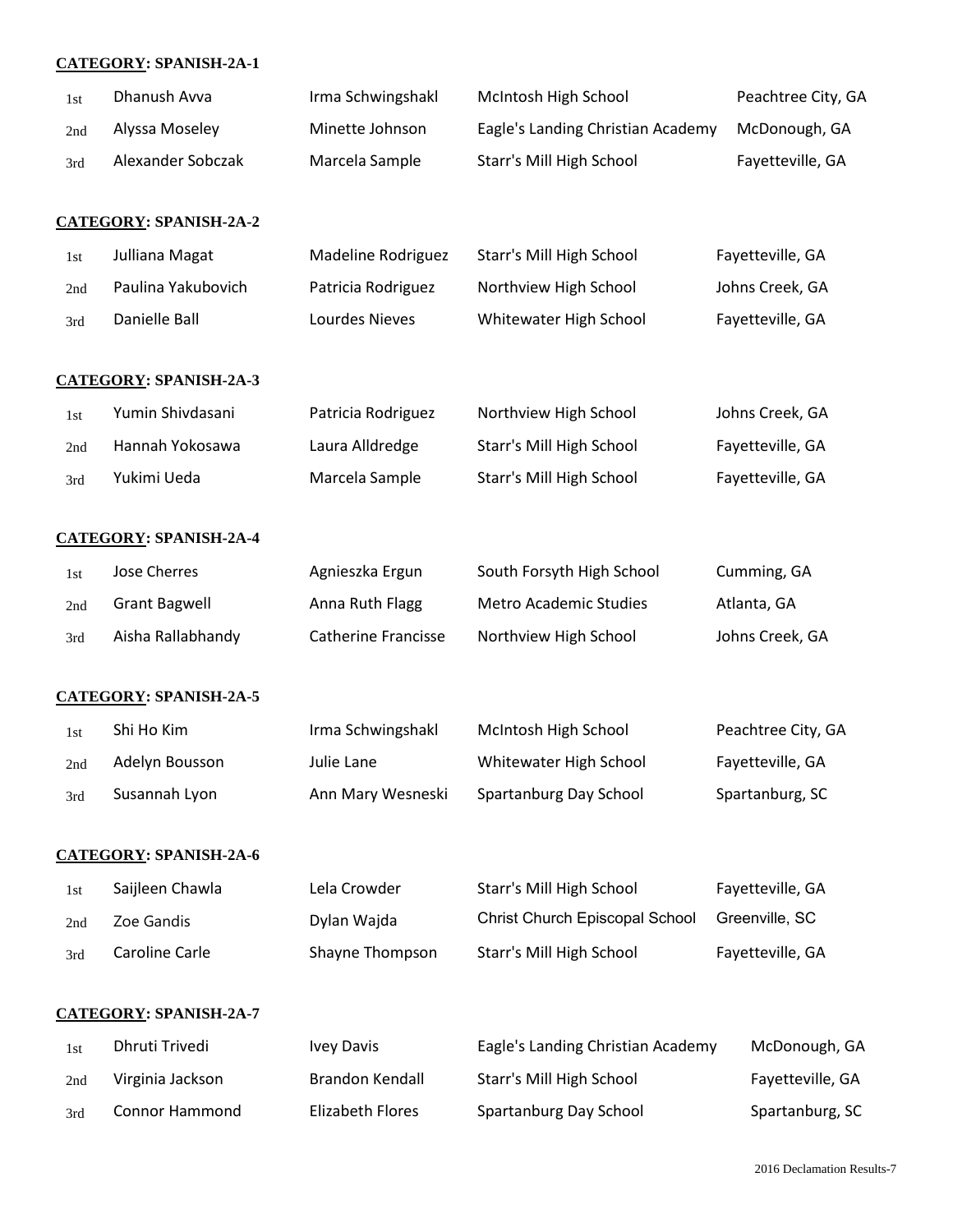**CATEGORY: SPANISH-2A-1**

| | | | | |
|---|---|---|---|---|
| 1st | Dhanush Avva | Irma Schwingshakl | McIntosh High School | Peachtree City, GA |
| 2nd | Alyssa Moseley | Minette Johnson | Eagle's Landing Christian Academy | McDonough, GA |
| 3rd | Alexander Sobczak | Marcela Sample | Starr's Mill High School | Fayetteville, GA |

**CATEGORY: SPANISH-2A-2**

| | | | | |
|---|---|---|---|---|
| 1st | Julliana Magat | Madeline Rodriguez | Starr's Mill High School | Fayetteville, GA |
| 2nd | Paulina Yakubovich | Patricia Rodriguez | Northview High School | Johns Creek, GA |
| 3rd | Danielle Ball | Lourdes Nieves | Whitewater High School | Fayetteville, GA |

**CATEGORY: SPANISH-2A-3**

| | | | | |
|---|---|---|---|---|
| 1st | Yumin Shivdasani | Patricia Rodriguez | Northview High School | Johns Creek, GA |
| 2nd | Hannah Yokosawa | Laura Alldredge | Starr's Mill High School | Fayetteville, GA |
| 3rd | Yukimi Ueda | Marcela Sample | Starr's Mill High School | Fayetteville, GA |

**CATEGORY: SPANISH-2A-4**

| | | | | |
|---|---|---|---|---|
| 1st | Jose Cherres | Agnieszka Ergun | South Forsyth High School | Cumming, GA |
| 2nd | Grant Bagwell | Anna Ruth Flagg | Metro Academic Studies | Atlanta, GA |
| 3rd | Aisha Rallabhandy | Catherine Francisse | Northview High School | Johns Creek, GA |

**CATEGORY: SPANISH-2A-5**

| | | | | |
|---|---|---|---|---|
| 1st | Shi Ho Kim | Irma Schwingshakl | McIntosh High School | Peachtree City, GA |
| 2nd | Adelyn Bousson | Julie Lane | Whitewater High School | Fayetteville, GA |
| 3rd | Susannah Lyon | Ann Mary Wesneski | Spartanburg Day School | Spartanburg, SC |

**CATEGORY: SPANISH-2A-6**

| | | | | |
|---|---|---|---|---|
| 1st | Saijleen Chawla | Lela Crowder | Starr's Mill High School | Fayetteville, GA |
| 2nd | Zoe Gandis | Dylan Wajda | Christ Church Episcopal School | Greenville, SC |
| 3rd | Caroline Carle | Shayne Thompson | Starr's Mill High School | Fayetteville, GA |

**CATEGORY: SPANISH-2A-7**

| | | | | |
|---|---|---|---|---|
| 1st | Dhruti Trivedi | Ivey Davis | Eagle's Landing Christian Academy | McDonough, GA |
| 2nd | Virginia Jackson | Brandon Kendall | Starr's Mill High School | Fayetteville, GA |
| 3rd | Connor Hammond | Elizabeth Flores | Spartanburg Day School | Spartanburg, SC |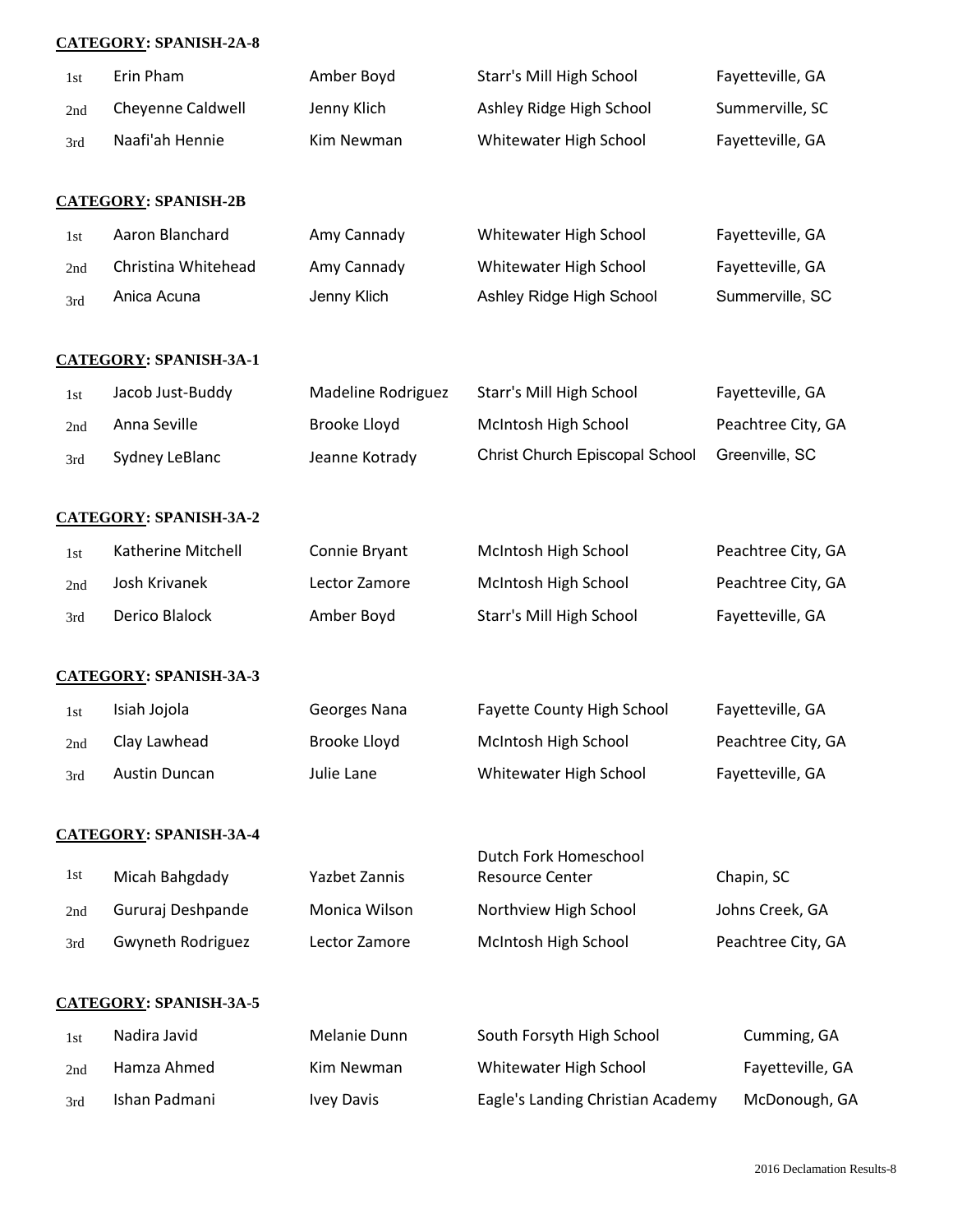**CATEGORY: SPANISH-2A-8**

| | | | | |
|---|---|---|---|---|
| 1st | Erin Pham | Amber Boyd | Starr's Mill High School | Fayetteville, GA |
| 2nd | Cheyenne Caldwell | Jenny Klich | Ashley Ridge High School | Summerville, SC |
| 3rd | Naafi'ah Hennie | Kim Newman | Whitewater High School | Fayetteville, GA |

**CATEGORY: SPANISH-2B**

| | | | | |
|---|---|---|---|---|
| 1st | Aaron Blanchard | Amy Cannady | Whitewater High School | Fayetteville, GA |
| 2nd | Christina Whitehead | Amy Cannady | Whitewater High School | Fayetteville, GA |
| 3rd | Anica Acuna | Jenny Klich | Ashley Ridge High School | Summerville, SC |

**CATEGORY: SPANISH-3A-1**

| | | | | |
|---|---|---|---|---|
| 1st | Jacob Just-Buddy | Madeline Rodriguez | Starr's Mill High School | Fayetteville, GA |
| 2nd | Anna Seville | Brooke Lloyd | McIntosh High School | Peachtree City, GA |
| 3rd | Sydney LeBlanc | Jeanne Kotrady | Christ Church Episcopal School | Greenville, SC |

**CATEGORY: SPANISH-3A-2**

| | | | | |
|---|---|---|---|---|
| 1st | Katherine Mitchell | Connie Bryant | McIntosh High School | Peachtree City, GA |
| 2nd | Josh Krivanek | Lector Zamore | McIntosh High School | Peachtree City, GA |
| 3rd | Derico Blalock | Amber Boyd | Starr's Mill High School | Fayetteville, GA |

**CATEGORY: SPANISH-3A-3**

| | | | | |
|---|---|---|---|---|
| 1st | Isiah Jojola | Georges Nana | Fayette County High School | Fayetteville, GA |
| 2nd | Clay Lawhead | Brooke Lloyd | McIntosh High School | Peachtree City, GA |
| 3rd | Austin Duncan | Julie Lane | Whitewater High School | Fayetteville, GA |

**CATEGORY: SPANISH-3A-4**

| | | | | |
|---|---|---|---|---|
| 1st | Micah Bahgdady | Yazbet Zannis | Dutch Fork Homeschool Resource Center | Chapin, SC |
| 2nd | Gururaj Deshpande | Monica Wilson | Northview High School | Johns Creek, GA |
| 3rd | Gwyneth Rodriguez | Lector Zamore | McIntosh High School | Peachtree City, GA |

**CATEGORY: SPANISH-3A-5**

| | | | | |
|---|---|---|---|---|
| 1st | Nadira Javid | Melanie Dunn | South Forsyth High School | Cumming, GA |
| 2nd | Hamza Ahmed | Kim Newman | Whitewater High School | Fayetteville, GA |
| 3rd | Ishan Padmani | Ivey Davis | Eagle's Landing Christian Academy | McDonough, GA |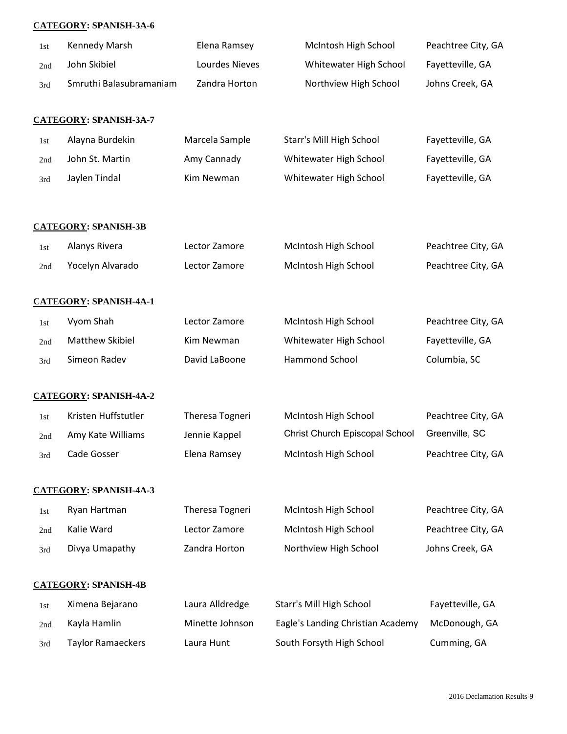**CATEGORY: SPANISH-3A-6**

| | | | | |
|---|---|---|---|---|
| 1st | Kennedy Marsh | Elena Ramsey | McIntosh High School | Peachtree City, GA |
| 2nd | John Skibiel | Lourdes Nieves | Whitewater High School | Fayetteville, GA |
| 3rd | Smruthi Balasubramaniam | Zandra Horton | Northview High School | Johns Creek, GA |

**CATEGORY: SPANISH-3A-7**

| | | | | |
|---|---|---|---|---|
| 1st | Alayna Burdekin | Marcela Sample | Starr's Mill High School | Fayetteville, GA |
| 2nd | John St. Martin | Amy Cannady | Whitewater High School | Fayetteville, GA |
| 3rd | Jaylen Tindal | Kim Newman | Whitewater High School | Fayetteville, GA |

**CATEGORY: SPANISH-3B**

| | | | | |
|---|---|---|---|---|
| 1st | Alanys Rivera | Lector Zamore | McIntosh High School | Peachtree City, GA |
| 2nd | Yocelyn Alvarado | Lector Zamore | McIntosh High School | Peachtree City, GA |

**CATEGORY: SPANISH-4A-1**

| | | | | |
|---|---|---|---|---|
| 1st | Vyom Shah | Lector Zamore | McIntosh High School | Peachtree City, GA |
| 2nd | Matthew Skibiel | Kim Newman | Whitewater High School | Fayetteville, GA |
| 3rd | Simeon Radev | David LaBoone | Hammond School | Columbia, SC |

**CATEGORY: SPANISH-4A-2**

| | | | | |
|---|---|---|---|---|
| 1st | Kristen Huffstutler | Theresa Togneri | McIntosh High School | Peachtree City, GA |
| 2nd | Amy Kate Williams | Jennie Kappel | Christ Church Episcopal School | Greenville, SC |
| 3rd | Cade Gosser | Elena Ramsey | McIntosh High School | Peachtree City, GA |

**CATEGORY: SPANISH-4A-3**

| | | | | |
|---|---|---|---|---|
| 1st | Ryan Hartman | Theresa Togneri | McIntosh High School | Peachtree City, GA |
| 2nd | Kalie Ward | Lector Zamore | McIntosh High School | Peachtree City, GA |
| 3rd | Divya Umapathy | Zandra Horton | Northview High School | Johns Creek, GA |

**CATEGORY: SPANISH-4B**

| | | | | |
|---|---|---|---|---|
| 1st | Ximena Bejarano | Laura Alldredge | Starr's Mill High School | Fayetteville, GA |
| 2nd | Kayla Hamlin | Minette Johnson | Eagle's Landing Christian Academy | McDonough, GA |
| 3rd | Taylor Ramaeckers | Laura Hunt | South Forsyth High School | Cumming, GA |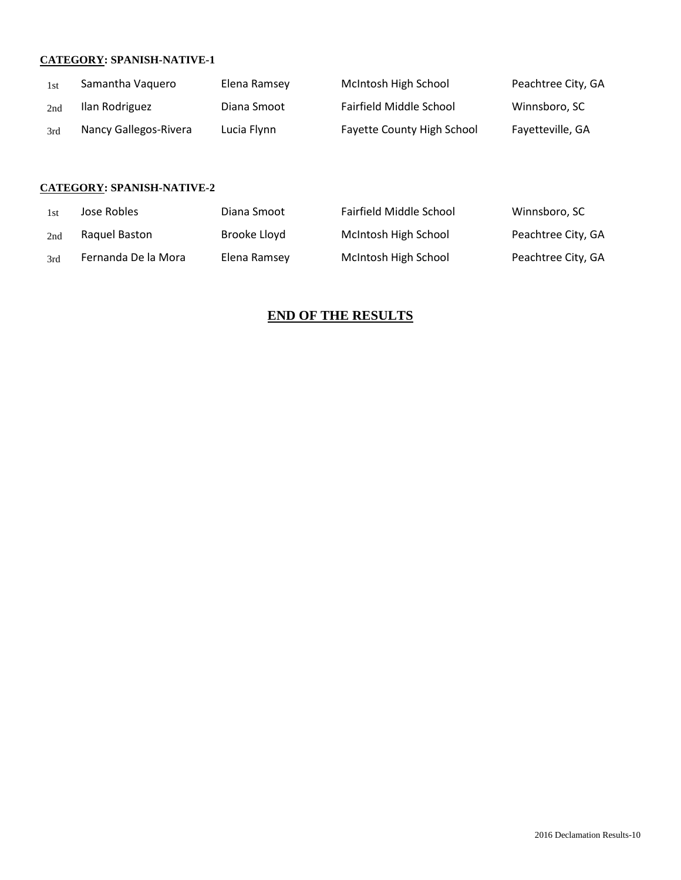**<u>CATEGORY</u>: SPANISH-NATIVE-1**

| | | | | |
|---|---|---|---|---|
| 1st | Samantha Vaquero | Elena Ramsey | McIntosh High School | Peachtree City, GA |
| 2nd | Ilan Rodriguez | Diana Smoot | Fairfield Middle School | Winnsboro, SC |
| 3rd | Nancy Gallegos-Rivera | Lucia Flynn | Fayette County High School | Fayetteville, GA |

**<u>CATEGORY</u>: SPANISH-NATIVE-2**

| | | | | |
|---|---|---|---|---|
| 1st | Jose Robles | Diana Smoot | Fairfield Middle School | Winnsboro, SC |
| 2nd | Raquel Baston | Brooke Lloyd | McIntosh High School | Peachtree City, GA |
| 3rd | Fernanda De la Mora | Elena Ramsey | McIntosh High School | Peachtree City, GA |

**<u>END OF THE RESULTS</u>**